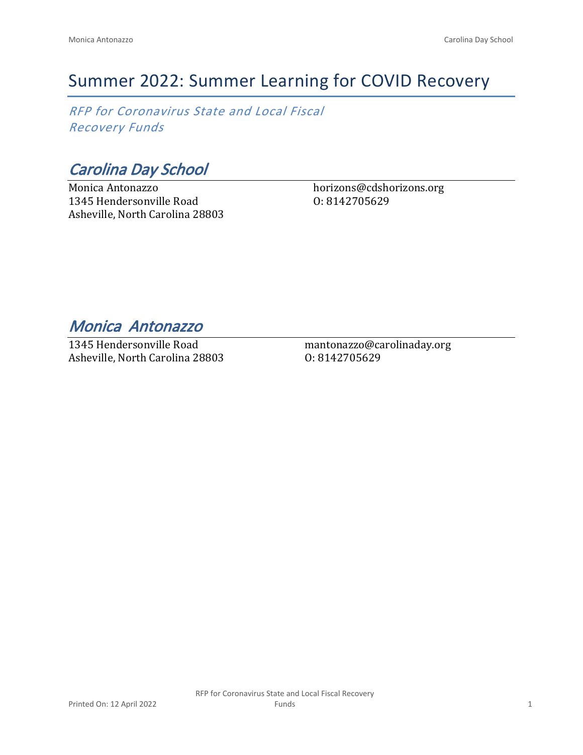# Summer 2022: Summer Learning for COVID Recovery

*RFP for Coronavirus State and Local Fiscal Recovery Funds*

## *Carolina Day School*

Monica Antonazzo
1345 Hendersonville Road
Asheville, North Carolina 28803

horizons@cdshorizons.org
O: 8142705629

## *Monica Antonazzo*

1345 Hendersonville Road
Asheville, North Carolina 28803

mantonazzo@carolinaday.org
O: 8142705629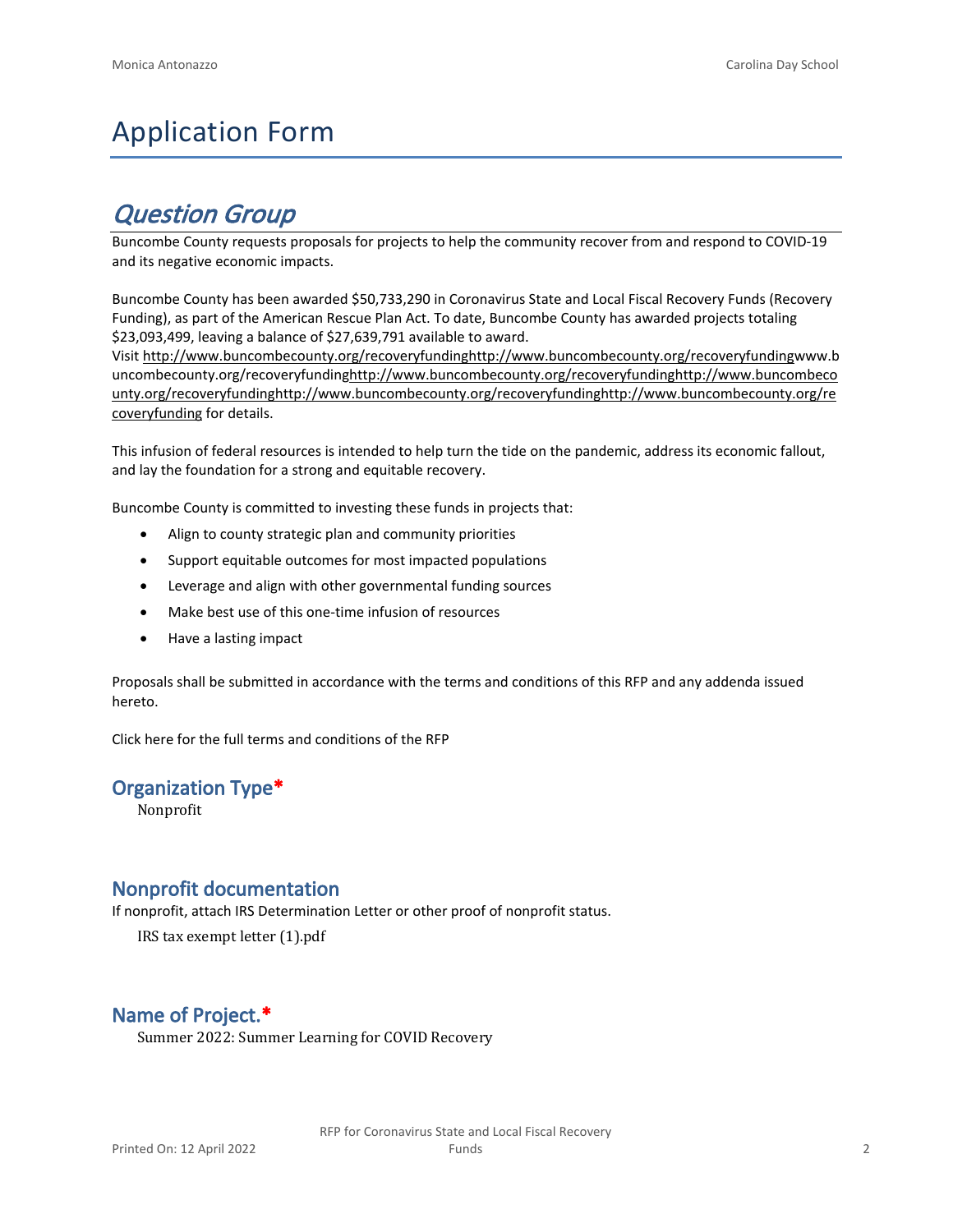# Application Form

## *Question Group*

Buncombe County requests proposals for projects to help the community recover from and respond to COVID-19 and its negative economic impacts.

Buncombe County has been awarded $50,733,290 in Coronavirus State and Local Fiscal Recovery Funds (Recovery Funding), as part of the American Rescue Plan Act. To date, Buncombe County has awarded projects totaling $23,093,499, leaving a balance of $27,639,791 available to award.
Visit http://www.buncombecounty.org/recoveryfundinghttp://www.buncombecounty.org/recoveryfundingwww.buncombecounty.org/recoveryfundinghttp://www.buncombecounty.org/recoveryfundinghttp://www.buncombecounty.org/recoveryfundinghttp://www.buncombecounty.org/recoveryfundinghttp://www.buncombecounty.org/recoveryfunding for details.

This infusion of federal resources is intended to help turn the tide on the pandemic, address its economic fallout, and lay the foundation for a strong and equitable recovery.

Buncombe County is committed to investing these funds in projects that:

- Align to county strategic plan and community priorities
- Support equitable outcomes for most impacted populations
- Leverage and align with other governmental funding sources
- Make best use of this one-time infusion of resources
- Have a lasting impact

Proposals shall be submitted in accordance with the terms and conditions of this RFP and any addenda issued hereto.

Click here for the full terms and conditions of the RFP

### Organization Type*

Nonprofit

### Nonprofit documentation

If nonprofit, attach IRS Determination Letter or other proof of nonprofit status.

IRS tax exempt letter (1).pdf

### Name of Project.*

Summer 2022: Summer Learning for COVID Recovery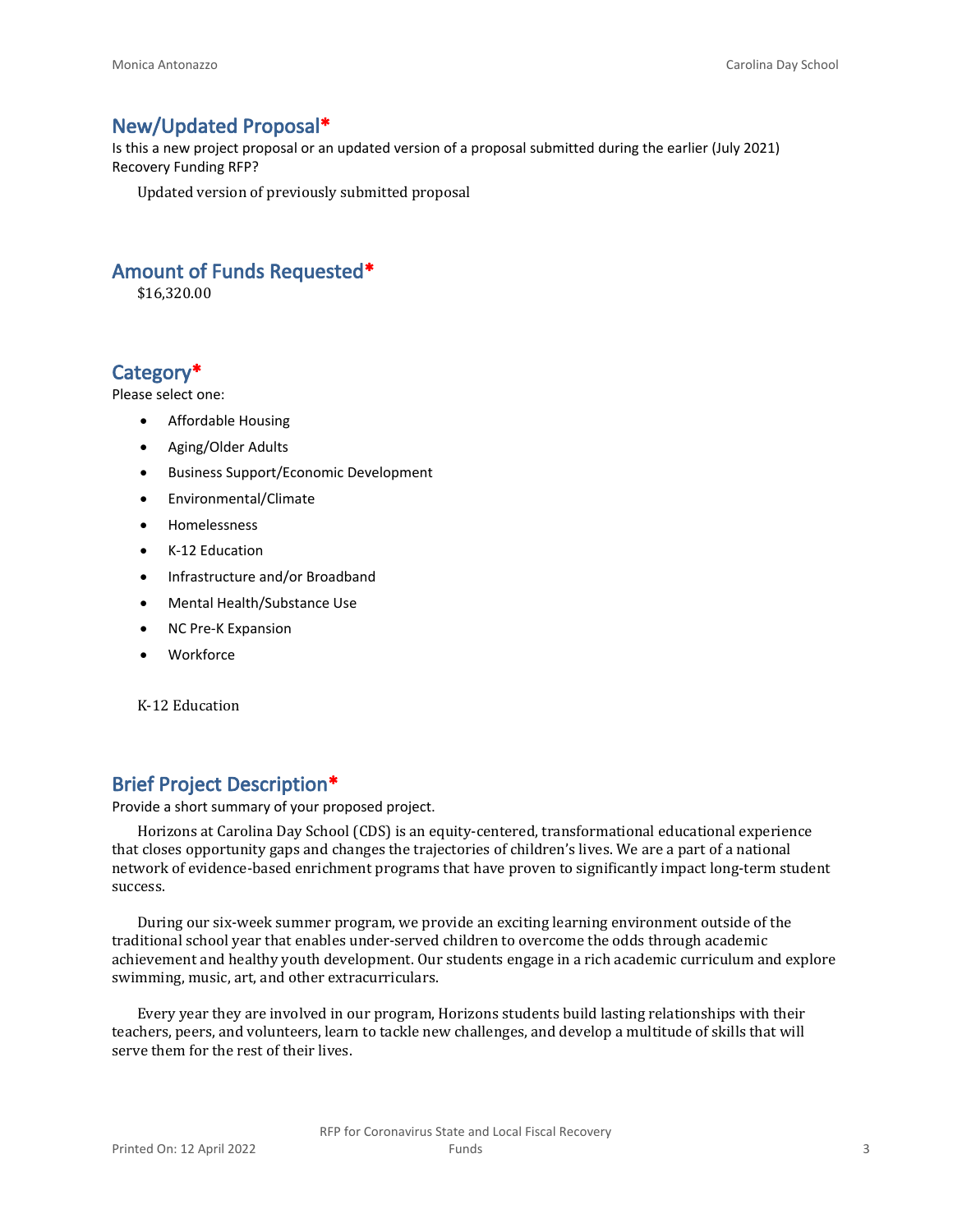## New/Updated Proposal*

Is this a new project proposal or an updated version of a proposal submitted during the earlier (July 2021) Recovery Funding RFP?

Updated version of previously submitted proposal

## Amount of Funds Requested*

$16,320.00

## Category*

Please select one:

- Affordable Housing
- Aging/Older Adults
- Business Support/Economic Development
- Environmental/Climate
- Homelessness
- K-12 Education
- Infrastructure and/or Broadband
- Mental Health/Substance Use
- NC Pre-K Expansion
- Workforce

K-12 Education

## Brief Project Description*

Provide a short summary of your proposed project.

Horizons at Carolina Day School (CDS) is an equity-centered, transformational educational experience that closes opportunity gaps and changes the trajectories of children's lives. We are a part of a national network of evidence-based enrichment programs that have proven to significantly impact long-term student success.

During our six-week summer program, we provide an exciting learning environment outside of the traditional school year that enables under-served children to overcome the odds through academic achievement and healthy youth development. Our students engage in a rich academic curriculum and explore swimming, music, art, and other extracurriculars.

Every year they are involved in our program, Horizons students build lasting relationships with their teachers, peers, and volunteers, learn to tackle new challenges, and develop a multitude of skills that will serve them for the rest of their lives.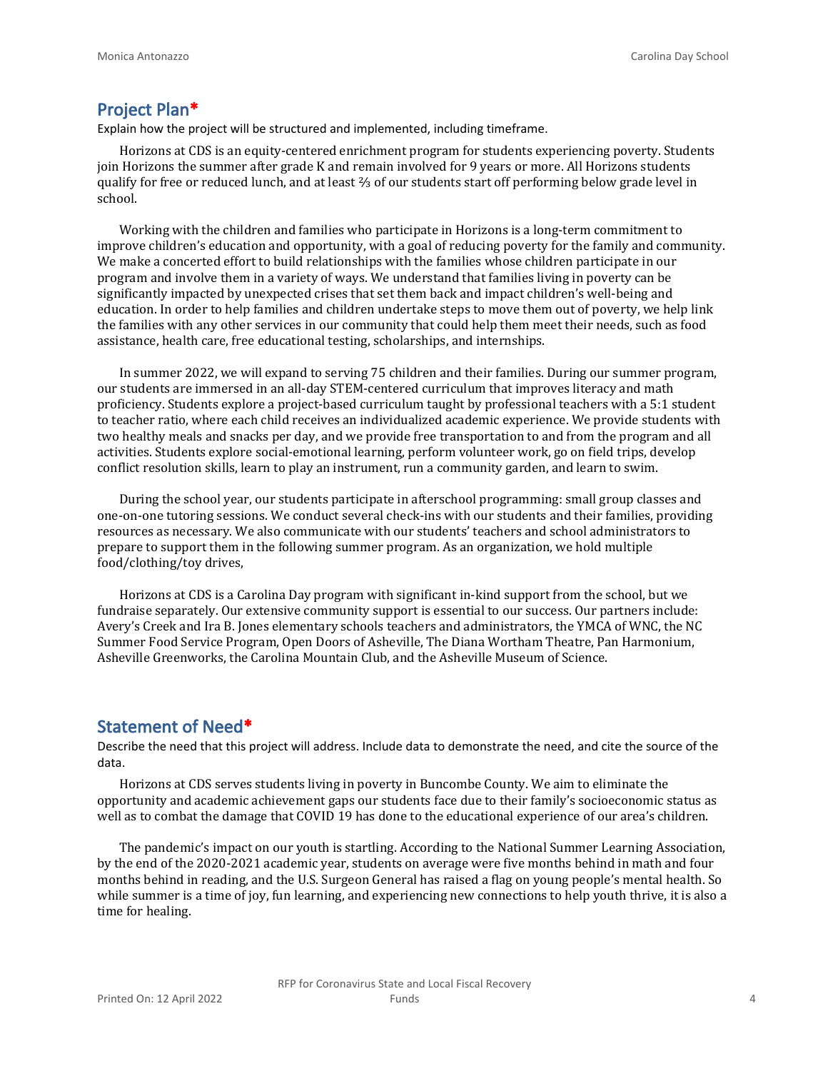## Project Plan*

Explain how the project will be structured and implemented, including timeframe.

Horizons at CDS is an equity-centered enrichment program for students experiencing poverty. Students join Horizons the summer after grade K and remain involved for 9 years or more. All Horizons students qualify for free or reduced lunch, and at least ⅔ of our students start off performing below grade level in school.

Working with the children and families who participate in Horizons is a long-term commitment to improve children's education and opportunity, with a goal of reducing poverty for the family and community. We make a concerted effort to build relationships with the families whose children participate in our program and involve them in a variety of ways. We understand that families living in poverty can be significantly impacted by unexpected crises that set them back and impact children's well-being and education. In order to help families and children undertake steps to move them out of poverty, we help link the families with any other services in our community that could help them meet their needs, such as food assistance, health care, free educational testing, scholarships, and internships.

In summer 2022, we will expand to serving 75 children and their families. During our summer program, our students are immersed in an all-day STEM-centered curriculum that improves literacy and math proficiency. Students explore a project-based curriculum taught by professional teachers with a 5:1 student to teacher ratio, where each child receives an individualized academic experience. We provide students with two healthy meals and snacks per day, and we provide free transportation to and from the program and all activities. Students explore social-emotional learning, perform volunteer work, go on field trips, develop conflict resolution skills, learn to play an instrument, run a community garden, and learn to swim.

During the school year, our students participate in afterschool programming: small group classes and one-on-one tutoring sessions. We conduct several check-ins with our students and their families, providing resources as necessary. We also communicate with our students' teachers and school administrators to prepare to support them in the following summer program. As an organization, we hold multiple food/clothing/toy drives,

Horizons at CDS is a Carolina Day program with significant in-kind support from the school, but we fundraise separately. Our extensive community support is essential to our success. Our partners include: Avery's Creek and Ira B. Jones elementary schools teachers and administrators, the YMCA of WNC, the NC Summer Food Service Program, Open Doors of Asheville, The Diana Wortham Theatre, Pan Harmonium, Asheville Greenworks, the Carolina Mountain Club, and the Asheville Museum of Science.

## Statement of Need*

Describe the need that this project will address. Include data to demonstrate the need, and cite the source of the data.

Horizons at CDS serves students living in poverty in Buncombe County. We aim to eliminate the opportunity and academic achievement gaps our students face due to their family's socioeconomic status as well as to combat the damage that COVID 19 has done to the educational experience of our area's children.

The pandemic's impact on our youth is startling. According to the National Summer Learning Association, by the end of the 2020-2021 academic year, students on average were five months behind in math and four months behind in reading, and the U.S. Surgeon General has raised a flag on young people's mental health. So while summer is a time of joy, fun learning, and experiencing new connections to help youth thrive, it is also a time for healing.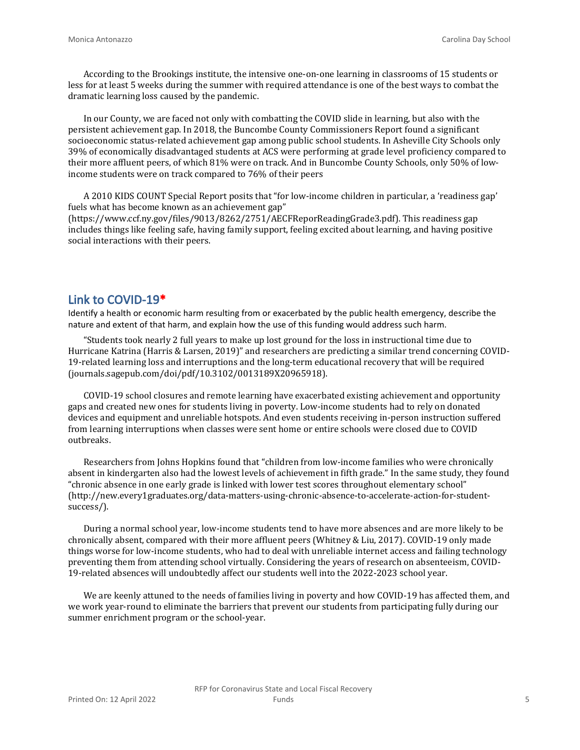According to the Brookings institute, the intensive one-on-one learning in classrooms of 15 students or less for at least 5 weeks during the summer with required attendance is one of the best ways to combat the dramatic learning loss caused by the pandemic.

In our County, we are faced not only with combatting the COVID slide in learning, but also with the persistent achievement gap. In 2018, the Buncombe County Commissioners Report found a significant socioeconomic status-related achievement gap among public school students. In Asheville City Schools only 39% of economically disadvantaged students at ACS were performing at grade level proficiency compared to their more affluent peers, of which 81% were on track. And in Buncombe County Schools, only 50% of low-income students were on track compared to 76% of their peers

A 2010 KIDS COUNT Special Report posits that "for low-income children in particular, a 'readiness gap' fuels what has become known as an achievement gap" (https://www.ccf.ny.gov/files/9013/8262/2751/AECFReporReadingGrade3.pdf). This readiness gap includes things like feeling safe, having family support, feeling excited about learning, and having positive social interactions with their peers.

## Link to COVID-19*

Identify a health or economic harm resulting from or exacerbated by the public health emergency, describe the nature and extent of that harm, and explain how the use of this funding would address such harm.

"Students took nearly 2 full years to make up lost ground for the loss in instructional time due to Hurricane Katrina (Harris & Larsen, 2019)" and researchers are predicting a similar trend concerning COVID-19-related learning loss and interruptions and the long-term educational recovery that will be required (journals.sagepub.com/doi/pdf/10.3102/0013189X20965918).

COVID-19 school closures and remote learning have exacerbated existing achievement and opportunity gaps and created new ones for students living in poverty. Low-income students had to rely on donated devices and equipment and unreliable hotspots. And even students receiving in-person instruction suffered from learning interruptions when classes were sent home or entire schools were closed due to COVID outbreaks.

Researchers from Johns Hopkins found that "children from low-income families who were chronically absent in kindergarten also had the lowest levels of achievement in fifth grade." In the same study, they found "chronic absence in one early grade is linked with lower test scores throughout elementary school" (http://new.every1graduates.org/data-matters-using-chronic-absence-to-accelerate-action-for-student-success/).

During a normal school year, low-income students tend to have more absences and are more likely to be chronically absent, compared with their more affluent peers (Whitney & Liu, 2017). COVID-19 only made things worse for low-income students, who had to deal with unreliable internet access and failing technology preventing them from attending school virtually. Considering the years of research on absenteeism, COVID-19-related absences will undoubtedly affect our students well into the 2022-2023 school year.

We are keenly attuned to the needs of families living in poverty and how COVID-19 has affected them, and we work year-round to eliminate the barriers that prevent our students from participating fully during our summer enrichment program or the school-year.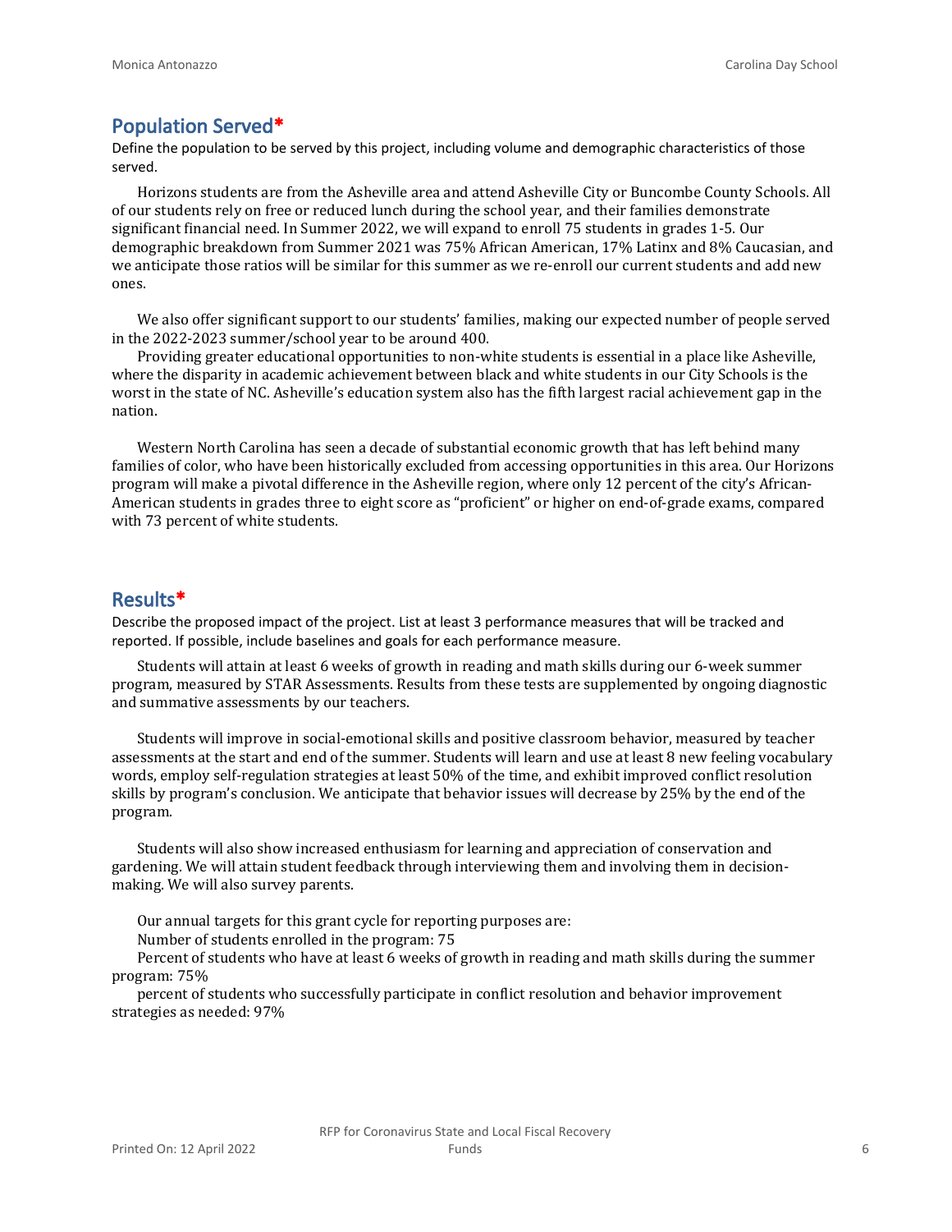## Population Served*

Define the population to be served by this project, including volume and demographic characteristics of those served.

Horizons students are from the Asheville area and attend Asheville City or Buncombe County Schools. All of our students rely on free or reduced lunch during the school year, and their families demonstrate significant financial need. In Summer 2022, we will expand to enroll 75 students in grades 1-5. Our demographic breakdown from Summer 2021 was 75% African American, 17% Latinx and 8% Caucasian, and we anticipate those ratios will be similar for this summer as we re-enroll our current students and add new ones.

We also offer significant support to our students' families, making our expected number of people served in the 2022-2023 summer/school year to be around 400.

Providing greater educational opportunities to non-white students is essential in a place like Asheville, where the disparity in academic achievement between black and white students in our City Schools is the worst in the state of NC. Asheville's education system also has the fifth largest racial achievement gap in the nation.

Western North Carolina has seen a decade of substantial economic growth that has left behind many families of color, who have been historically excluded from accessing opportunities in this area. Our Horizons program will make a pivotal difference in the Asheville region, where only 12 percent of the city's African-American students in grades three to eight score as "proficient" or higher on end-of-grade exams, compared with 73 percent of white students.

## Results*

Describe the proposed impact of the project. List at least 3 performance measures that will be tracked and reported. If possible, include baselines and goals for each performance measure.

Students will attain at least 6 weeks of growth in reading and math skills during our 6-week summer program, measured by STAR Assessments. Results from these tests are supplemented by ongoing diagnostic and summative assessments by our teachers.

Students will improve in social-emotional skills and positive classroom behavior, measured by teacher assessments at the start and end of the summer. Students will learn and use at least 8 new feeling vocabulary words, employ self-regulation strategies at least 50% of the time, and exhibit improved conflict resolution skills by program's conclusion. We anticipate that behavior issues will decrease by 25% by the end of the program.

Students will also show increased enthusiasm for learning and appreciation of conservation and gardening. We will attain student feedback through interviewing them and involving them in decision-making. We will also survey parents.

Our annual targets for this grant cycle for reporting purposes are:

Number of students enrolled in the program: 75

Percent of students who have at least 6 weeks of growth in reading and math skills during the summer program: 75%

percent of students who successfully participate in conflict resolution and behavior improvement strategies as needed: 97%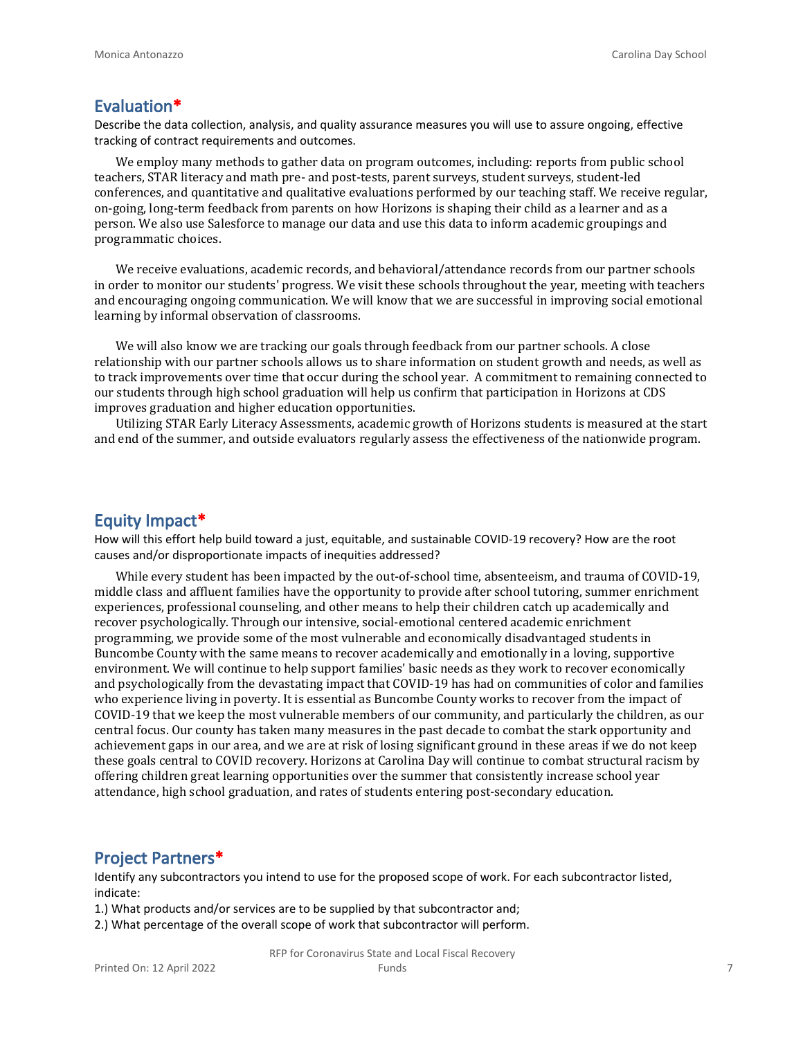## Evaluation*

Describe the data collection, analysis, and quality assurance measures you will use to assure ongoing, effective tracking of contract requirements and outcomes.

We employ many methods to gather data on program outcomes, including: reports from public school teachers, STAR literacy and math pre- and post-tests, parent surveys, student surveys, student-led conferences, and quantitative and qualitative evaluations performed by our teaching staff. We receive regular, on-going, long-term feedback from parents on how Horizons is shaping their child as a learner and as a person. We also use Salesforce to manage our data and use this data to inform academic groupings and programmatic choices.

We receive evaluations, academic records, and behavioral/attendance records from our partner schools in order to monitor our students' progress. We visit these schools throughout the year, meeting with teachers and encouraging ongoing communication. We will know that we are successful in improving social emotional learning by informal observation of classrooms.

We will also know we are tracking our goals through feedback from our partner schools. A close relationship with our partner schools allows us to share information on student growth and needs, as well as to track improvements over time that occur during the school year. A commitment to remaining connected to our students through high school graduation will help us confirm that participation in Horizons at CDS improves graduation and higher education opportunities.

Utilizing STAR Early Literacy Assessments, academic growth of Horizons students is measured at the start and end of the summer, and outside evaluators regularly assess the effectiveness of the nationwide program.

## Equity Impact*

How will this effort help build toward a just, equitable, and sustainable COVID-19 recovery? How are the root causes and/or disproportionate impacts of inequities addressed?

While every student has been impacted by the out-of-school time, absenteeism, and trauma of COVID-19, middle class and affluent families have the opportunity to provide after school tutoring, summer enrichment experiences, professional counseling, and other means to help their children catch up academically and recover psychologically. Through our intensive, social-emotional centered academic enrichment programming, we provide some of the most vulnerable and economically disadvantaged students in Buncombe County with the same means to recover academically and emotionally in a loving, supportive environment. We will continue to help support families' basic needs as they work to recover economically and psychologically from the devastating impact that COVID-19 has had on communities of color and families who experience living in poverty. It is essential as Buncombe County works to recover from the impact of COVID-19 that we keep the most vulnerable members of our community, and particularly the children, as our central focus. Our county has taken many measures in the past decade to combat the stark opportunity and achievement gaps in our area, and we are at risk of losing significant ground in these areas if we do not keep these goals central to COVID recovery. Horizons at Carolina Day will continue to combat structural racism by offering children great learning opportunities over the summer that consistently increase school year attendance, high school graduation, and rates of students entering post-secondary education.

## Project Partners*

Identify any subcontractors you intend to use for the proposed scope of work. For each subcontractor listed, indicate:

1.) What products and/or services are to be supplied by that subcontractor and;

2.) What percentage of the overall scope of work that subcontractor will perform.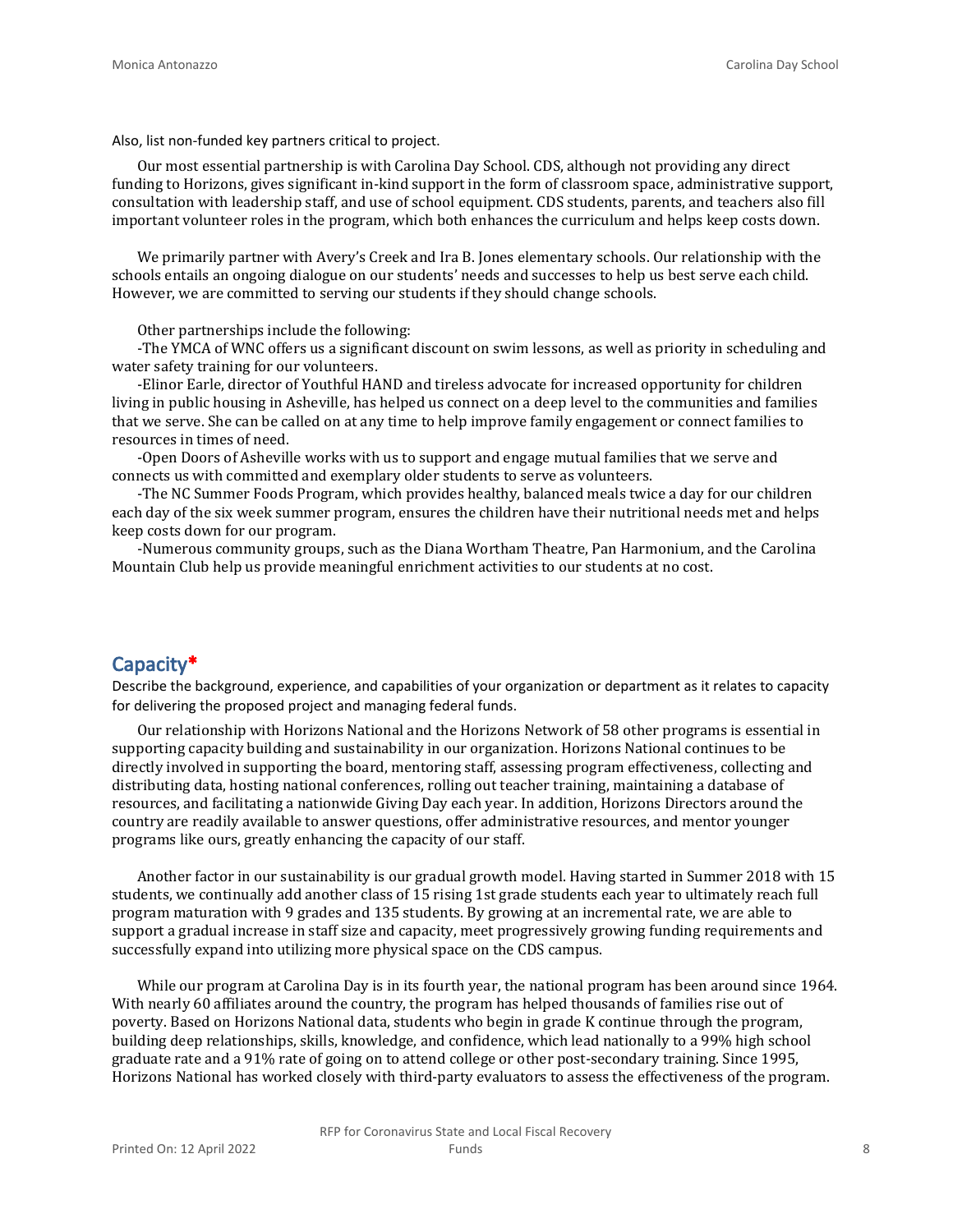Also, list non-funded key partners critical to project.

Our most essential partnership is with Carolina Day School. CDS, although not providing any direct funding to Horizons, gives significant in-kind support in the form of classroom space, administrative support, consultation with leadership staff, and use of school equipment. CDS students, parents, and teachers also fill important volunteer roles in the program, which both enhances the curriculum and helps keep costs down.

We primarily partner with Avery's Creek and Ira B. Jones elementary schools. Our relationship with the schools entails an ongoing dialogue on our students' needs and successes to help us best serve each child. However, we are committed to serving our students if they should change schools.

Other partnerships include the following:

-The YMCA of WNC offers us a significant discount on swim lessons, as well as priority in scheduling and water safety training for our volunteers.

-Elinor Earle, director of Youthful HAND and tireless advocate for increased opportunity for children living in public housing in Asheville, has helped us connect on a deep level to the communities and families that we serve. She can be called on at any time to help improve family engagement or connect families to resources in times of need.

-Open Doors of Asheville works with us to support and engage mutual families that we serve and connects us with committed and exemplary older students to serve as volunteers.

-The NC Summer Foods Program, which provides healthy, balanced meals twice a day for our children each day of the six week summer program, ensures the children have their nutritional needs met and helps keep costs down for our program.

-Numerous community groups, such as the Diana Wortham Theatre, Pan Harmonium, and the Carolina Mountain Club help us provide meaningful enrichment activities to our students at no cost.

## Capacity*

Describe the background, experience, and capabilities of your organization or department as it relates to capacity for delivering the proposed project and managing federal funds.

Our relationship with Horizons National and the Horizons Network of 58 other programs is essential in supporting capacity building and sustainability in our organization. Horizons National continues to be directly involved in supporting the board, mentoring staff, assessing program effectiveness, collecting and distributing data, hosting national conferences, rolling out teacher training, maintaining a database of resources, and facilitating a nationwide Giving Day each year. In addition, Horizons Directors around the country are readily available to answer questions, offer administrative resources, and mentor younger programs like ours, greatly enhancing the capacity of our staff.

Another factor in our sustainability is our gradual growth model. Having started in Summer 2018 with 15 students, we continually add another class of 15 rising 1st grade students each year to ultimately reach full program maturation with 9 grades and 135 students. By growing at an incremental rate, we are able to support a gradual increase in staff size and capacity, meet progressively growing funding requirements and successfully expand into utilizing more physical space on the CDS campus.

While our program at Carolina Day is in its fourth year, the national program has been around since 1964. With nearly 60 affiliates around the country, the program has helped thousands of families rise out of poverty. Based on Horizons National data, students who begin in grade K continue through the program, building deep relationships, skills, knowledge, and confidence, which lead nationally to a 99% high school graduate rate and a 91% rate of going on to attend college or other post-secondary training. Since 1995, Horizons National has worked closely with third-party evaluators to assess the effectiveness of the program.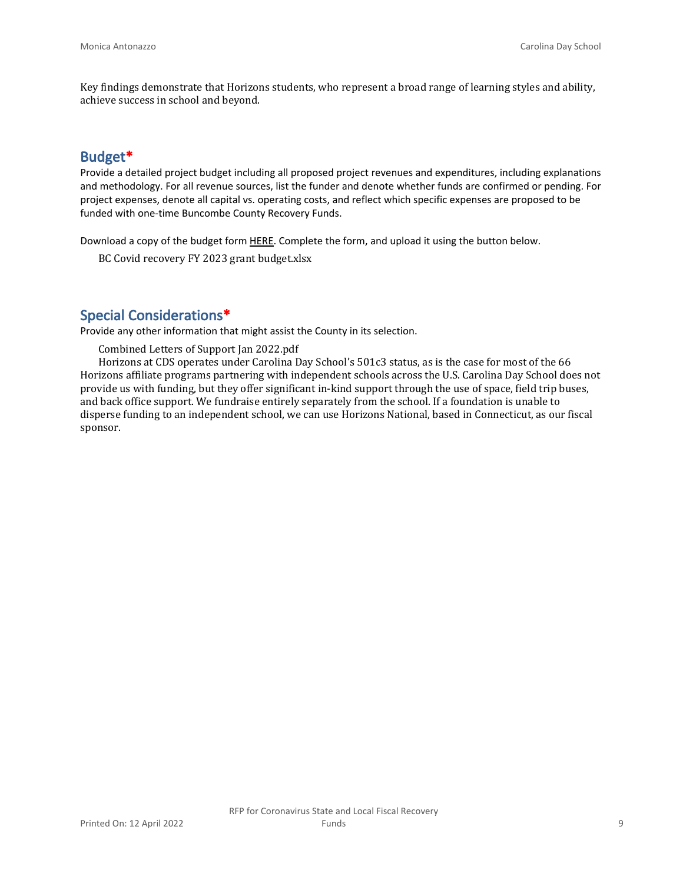Key findings demonstrate that Horizons students, who represent a broad range of learning styles and ability, achieve success in school and beyond.

## Budget*

Provide a detailed project budget including all proposed project revenues and expenditures, including explanations and methodology. For all revenue sources, list the funder and denote whether funds are confirmed or pending. For project expenses, denote all capital vs. operating costs, and reflect which specific expenses are proposed to be funded with one-time Buncombe County Recovery Funds.

Download a copy of the budget form HERE. Complete the form, and upload it using the button below.

BC Covid recovery FY 2023 grant budget.xlsx

## Special Considerations*

Provide any other information that might assist the County in its selection.

Combined Letters of Support Jan 2022.pdf

Horizons at CDS operates under Carolina Day School's 501c3 status, as is the case for most of the 66 Horizons affiliate programs partnering with independent schools across the U.S. Carolina Day School does not provide us with funding, but they offer significant in-kind support through the use of space, field trip buses, and back office support. We fundraise entirely separately from the school. If a foundation is unable to disperse funding to an independent school, we can use Horizons National, based in Connecticut, as our fiscal sponsor.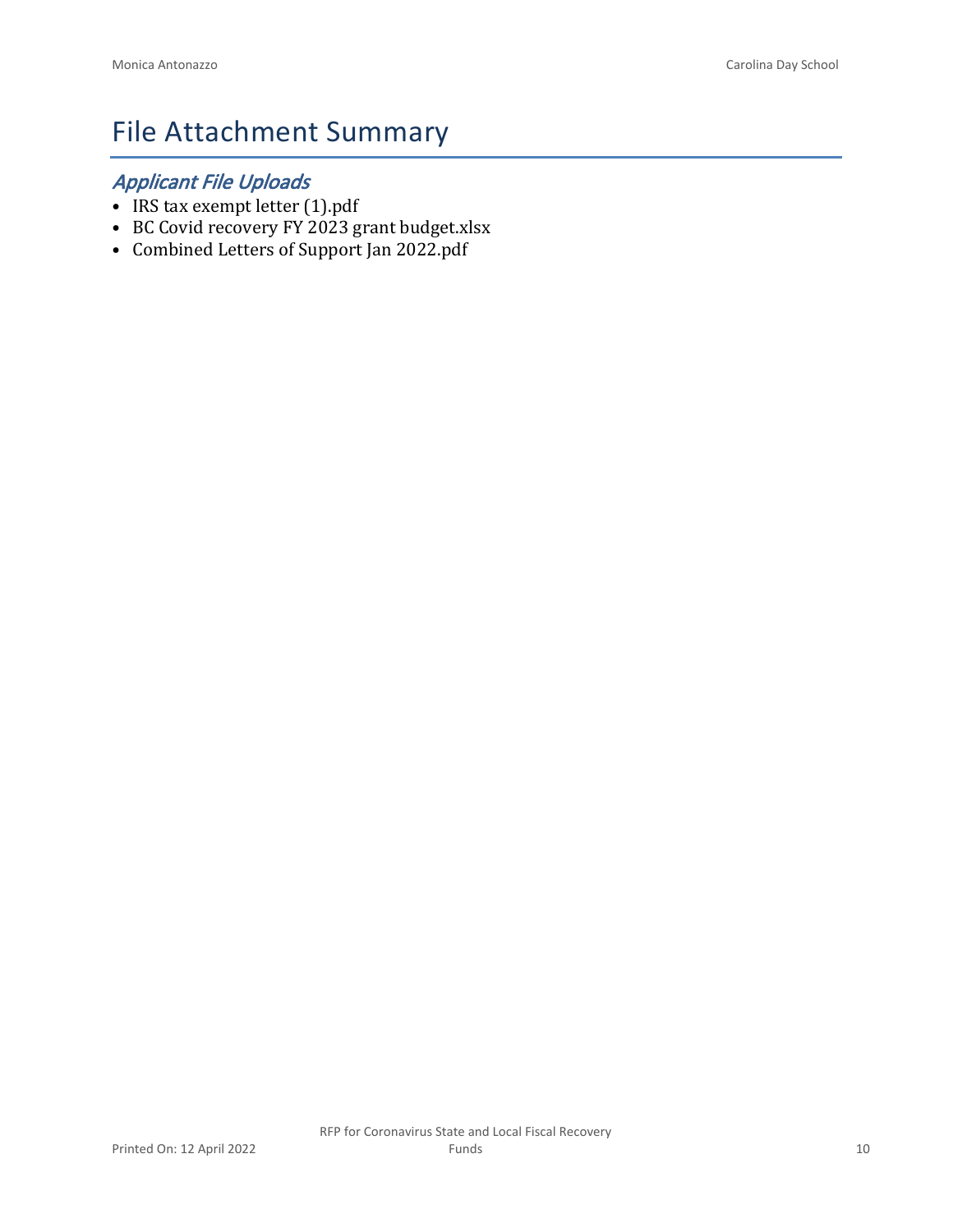# File Attachment Summary

## *Applicant File Uploads*

- IRS tax exempt letter (1).pdf
- BC Covid recovery FY 2023 grant budget.xlsx
- Combined Letters of Support Jan 2022.pdf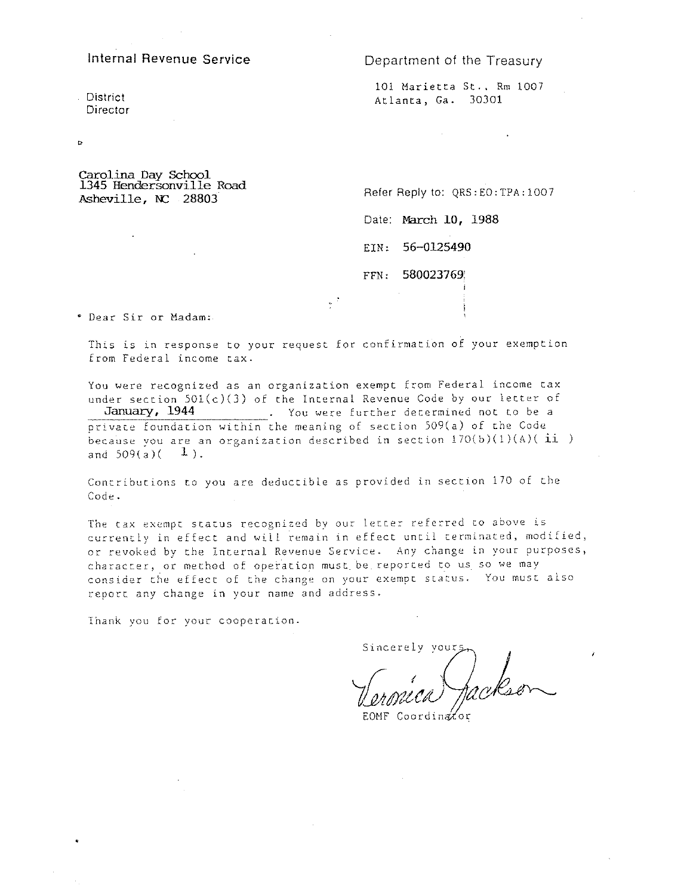Internal Revenue Service

District Director

Department of the Treasury

101 Marietta St., Rm 1007
Atlanta, Ga. 30301

Carolina Day School
1345 Hendersonville Road
Asheville, NC 28803

Refer Reply to: QRS:EO:TPA:1007

Date: March 10, 1988

EIN: 56-0125490

FFN: 580023769

Dear Sir or Madam:

This is in response to your request for confirmation of your exemption from Federal income tax.

You were recognized as an organization exempt from Federal income tax under section 501(c)(3) of the Internal Revenue Code by our letter of January, 1944. You were further determined not to be a private foundation within the meaning of section 509(a) of the Code because you are an organization described in section 170(b)(1)(A)( ii ) and 509(a)( 1 ).

Contributions to you are deductible as provided in section 170 of the Code.

The tax exempt status recognized by our letter referred to above is currently in effect and will remain in effect until terminated, modified, or revoked by the Internal Revenue Service. Any change in your purposes, character, or method of operation must be reported to us so we may consider the effect of the change on your exempt status. You must also report any change in your name and address.

Thank you for your cooperation.

Sincerely yours,

Veronica Jackson

EOMF Coordinator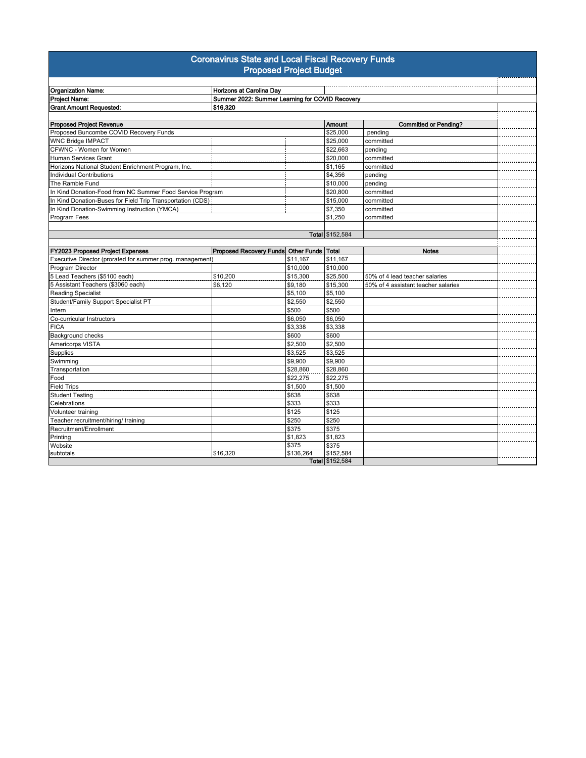# Coronavirus State and Local Fiscal Recovery Funds
## Proposed Project Budget

| | |
|---|---|
| **Organization Name:** | **Horizons at Carolina Day** |
| **Project Name:** | **Summer 2022: Summer Learning for COVID Recovery** |
| **Grant Amount Requested:** | **$16,320** |

| Proposed Project Revenue | Amount | Committed or Pending? |
|---|---|---|
| Proposed Buncombe COVID Recovery Funds | $25,000 | pending |
| WNC Bridge IMPACT | $25,000 | committed |
| CFWNC - Women for Women | $22,663 | pending |
| Human Services Grant | $20,000 | committed |
| Horizons National Student Enrichment Program, Inc. | $1,165 | committed |
| Individual Contributions | $4,356 | pending |
| The Ramble Fund | $10,000 | pending |
| In Kind Donation-Food from NC Summer Food Service Program | $20,800 | committed |
| In Kind Donation-Buses for Field Trip Transportation (CDS) | $15,000 | committed |
| In Kind Donation-Swimming Instruction (YMCA) | $7,350 | committed |
| Program Fees | $1,250 | committed |
| **Total** | $152,584 | |

| FY2023 Proposed Project Expenses | Proposed Recovery Funds | Other Funds | Total | Notes |
|---|---|---|---|---|
| Executive Director (prorated for summer prog. management) | | $11,167 | $11,167 | |
| Program Director | | $10,000 | $10,000 | |
| 5 Lead Teachers ($5100 each) | $10,200 | $15,300 | $25,500 | 50% of 4 lead teacher salaries |
| 5 Assistant Teachers ($3060 each) | $6,120 | $9,180 | $15,300 | 50% of 4 assistant teacher salaries |
| Reading Specialist | | $5,100 | $5,100 | |
| Student/Family Support Specialist PT | | $2,550 | $2,550 | |
| Intern | | $500 | $500 | |
| Co-curricular Instructors | | $6,050 | $6,050 | |
| FICA | | $3,338 | $3,338 | |
| Background checks | | $600 | $600 | |
| Americorps VISTA | | $2,500 | $2,500 | |
| Supplies | | $3,525 | $3,525 | |
| Swimming | | $9,900 | $9,900 | |
| Transportation | | $28,860 | $28,860 | |
| Food | | $22,275 | $22,275 | |
| Field Trips | | $1,500 | $1,500 | |
| Student Testing | | $638 | $638 | |
| Celebrations | | $333 | $333 | |
| Volunteer training | | $125 | $125 | |
| Teacher recruitment/hiring/ training | | $250 | $250 | |
| Recruitment/Enrollment | | $375 | $375 | |
| Printing | | $1,823 | $1,823 | |
| Website | | $375 | $375 | |
| subtotals | $16,320 | $136,264 | $152,584 | |
| | | **Total** | $152,584 | |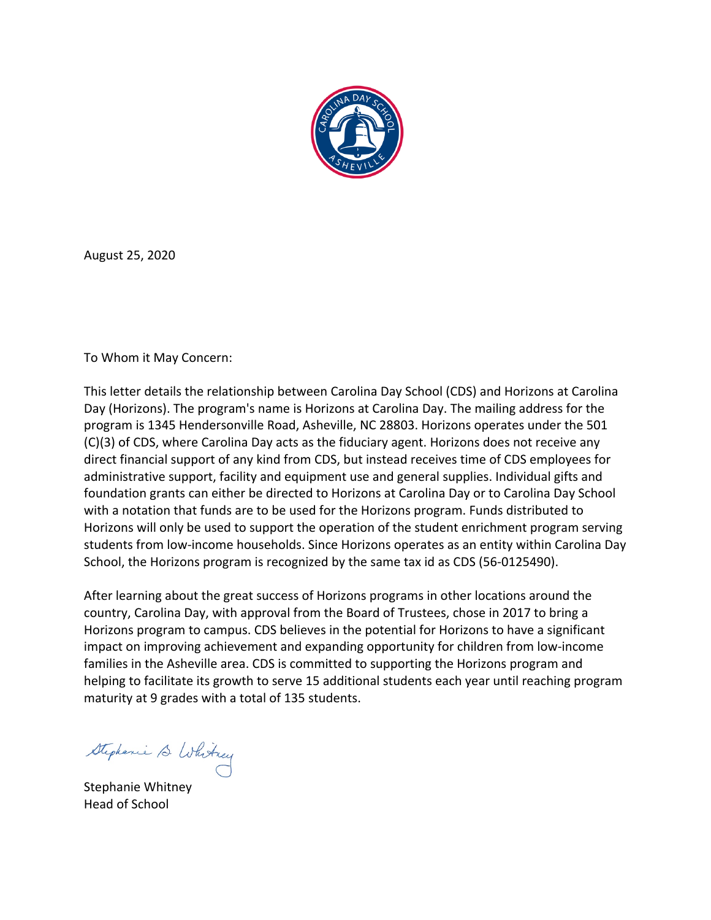August 25, 2020

To Whom it May Concern:

This letter details the relationship between Carolina Day School (CDS) and Horizons at Carolina Day (Horizons). The program's name is Horizons at Carolina Day. The mailing address for the program is 1345 Hendersonville Road, Asheville, NC 28803. Horizons operates under the 501 (C)(3) of CDS, where Carolina Day acts as the fiduciary agent. Horizons does not receive any direct financial support of any kind from CDS, but instead receives time of CDS employees for administrative support, facility and equipment use and general supplies. Individual gifts and foundation grants can either be directed to Horizons at Carolina Day or to Carolina Day School with a notation that funds are to be used for the Horizons program. Funds distributed to Horizons will only be used to support the operation of the student enrichment program serving students from low-income households. Since Horizons operates as an entity within Carolina Day School, the Horizons program is recognized by the same tax id as CDS (56-0125490).

After learning about the great success of Horizons programs in other locations around the country, Carolina Day, with approval from the Board of Trustees, chose in 2017 to bring a Horizons program to campus. CDS believes in the potential for Horizons to have a significant impact on improving achievement and expanding opportunity for children from low-income families in the Asheville area. CDS is committed to supporting the Horizons program and helping to facilitate its growth to serve 15 additional students each year until reaching program maturity at 9 grades with a total of 135 students.

Stephanie Whitney
Head of School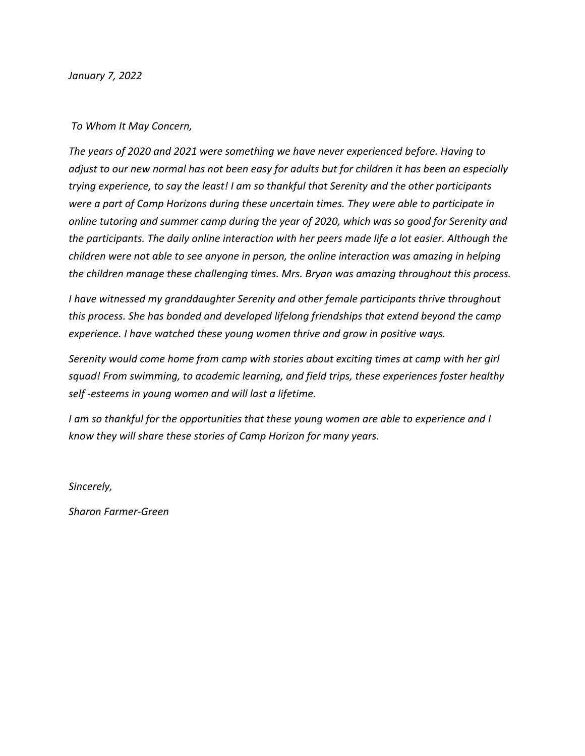*January 7, 2022*

*To Whom It May Concern,*

*The years of 2020 and 2021 were something we have never experienced before. Having to adjust to our new normal has not been easy for adults but for children it has been an especially trying experience, to say the least! I am so thankful that Serenity and the other participants were a part of Camp Horizons during these uncertain times. They were able to participate in online tutoring and summer camp during the year of 2020, which was so good for Serenity and the participants. The daily online interaction with her peers made life a lot easier. Although the children were not able to see anyone in person, the online interaction was amazing in helping the children manage these challenging times. Mrs. Bryan was amazing throughout this process.*

*I have witnessed my granddaughter Serenity and other female participants thrive throughout this process. She has bonded and developed lifelong friendships that extend beyond the camp experience. I have watched these young women thrive and grow in positive ways.*

*Serenity would come home from camp with stories about exciting times at camp with her girl squad! From swimming, to academic learning, and field trips, these experiences foster healthy self -esteems in young women and will last a lifetime.*

*I am so thankful for the opportunities that these young women are able to experience and I know they will share these stories of Camp Horizon for many years.*

*Sincerely,*

*Sharon Farmer-Green*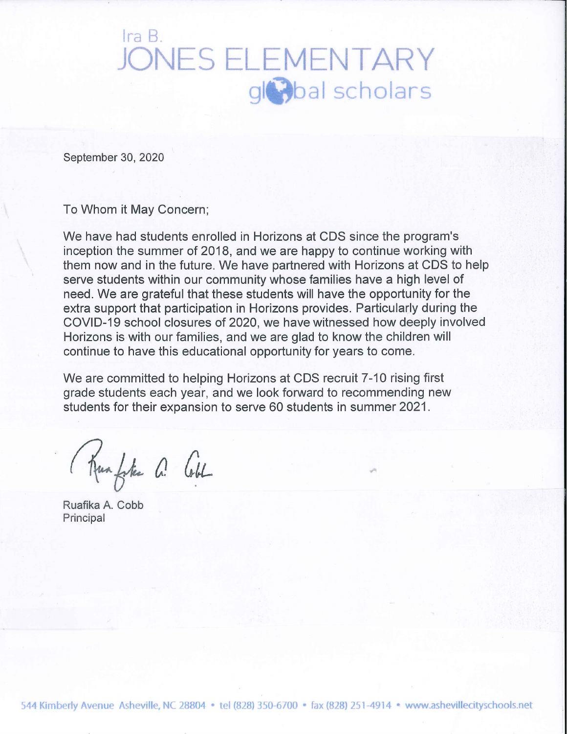# Ira B. JONES ELEMENTARY global scholars

September 30, 2020

To Whom it May Concern;

We have had students enrolled in Horizons at CDS since the program's inception the summer of 2018, and we are happy to continue working with them now and in the future. We have partnered with Horizons at CDS to help serve students within our community whose families have a high level of need. We are grateful that these students will have the opportunity for the extra support that participation in Horizons provides. Particularly during the COVID-19 school closures of 2020, we have witnessed how deeply involved Horizons is with our families, and we are glad to know the children will continue to have this educational opportunity for years to come.

We are committed to helping Horizons at CDS recruit 7-10 rising first grade students each year, and we look forward to recommending new students for their expansion to serve 60 students in summer 2021.

Ruafika A. Cobb
Principal

544 Kimberly Avenue Asheville, NC 28804 • tel (828) 350-6700 • fax (828) 251-4914 • www.ashevillecityschools.net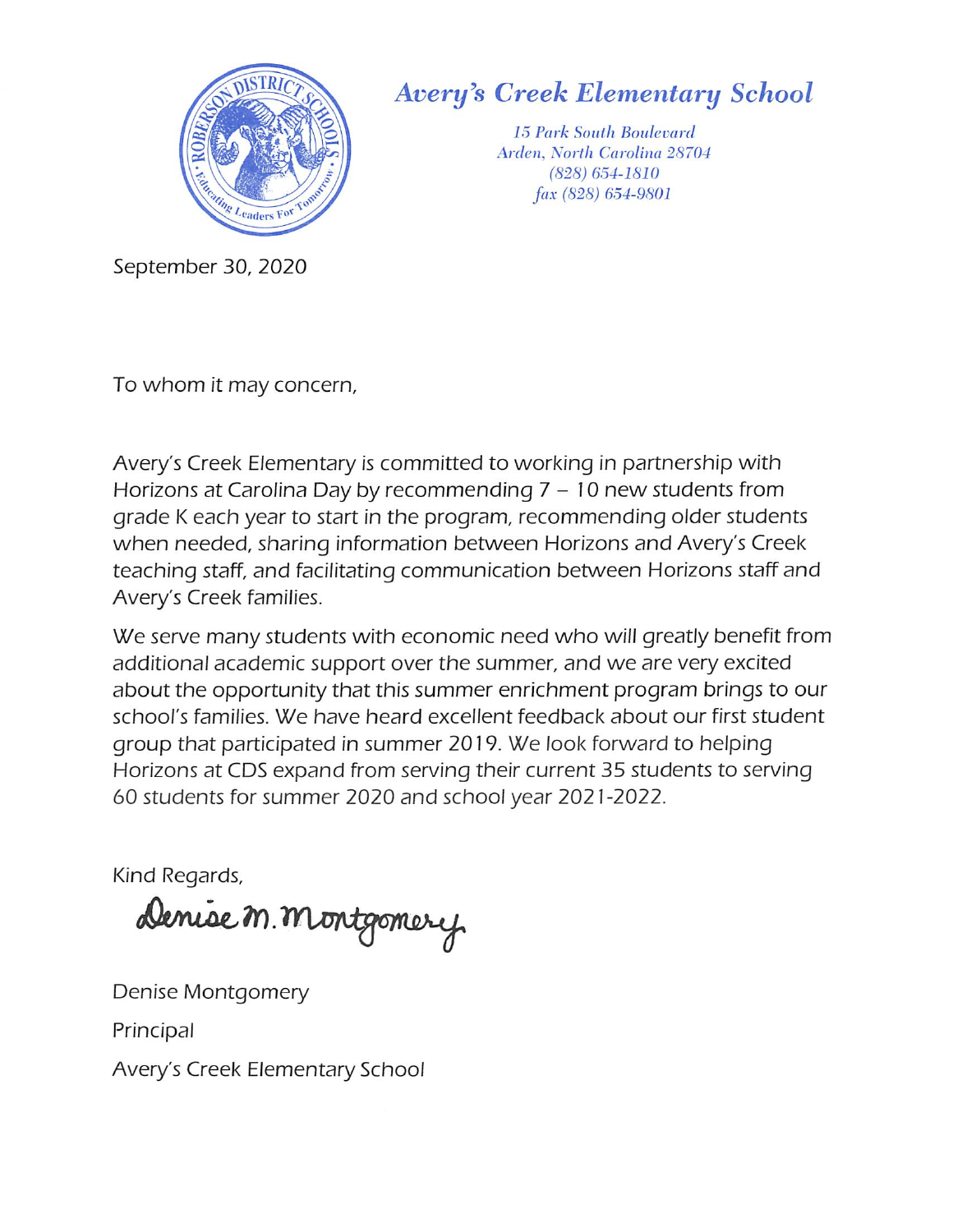# *Avery's Creek Elementary School*

*15 Park South Boulevard*
*Arden, North Carolina 28704*
*(828) 654-1810*
*fax (828) 654-9801*

September 30, 2020

To whom it may concern,

Avery's Creek Elementary is committed to working in partnership with Horizons at Carolina Day by recommending 7 – 10 new students from grade K each year to start in the program, recommending older students when needed, sharing information between Horizons and Avery's Creek teaching staff, and facilitating communication between Horizons staff and Avery's Creek families.

We serve many students with economic need who will greatly benefit from additional academic support over the summer, and we are very excited about the opportunity that this summer enrichment program brings to our school's families. We have heard excellent feedback about our first student group that participated in summer 2019. We look forward to helping Horizons at CDS expand from serving their current 35 students to serving 60 students for summer 2020 and school year 2021-2022.

Kind Regards,

Denise M. Montgomery

Denise Montgomery

Principal

Avery's Creek Elementary School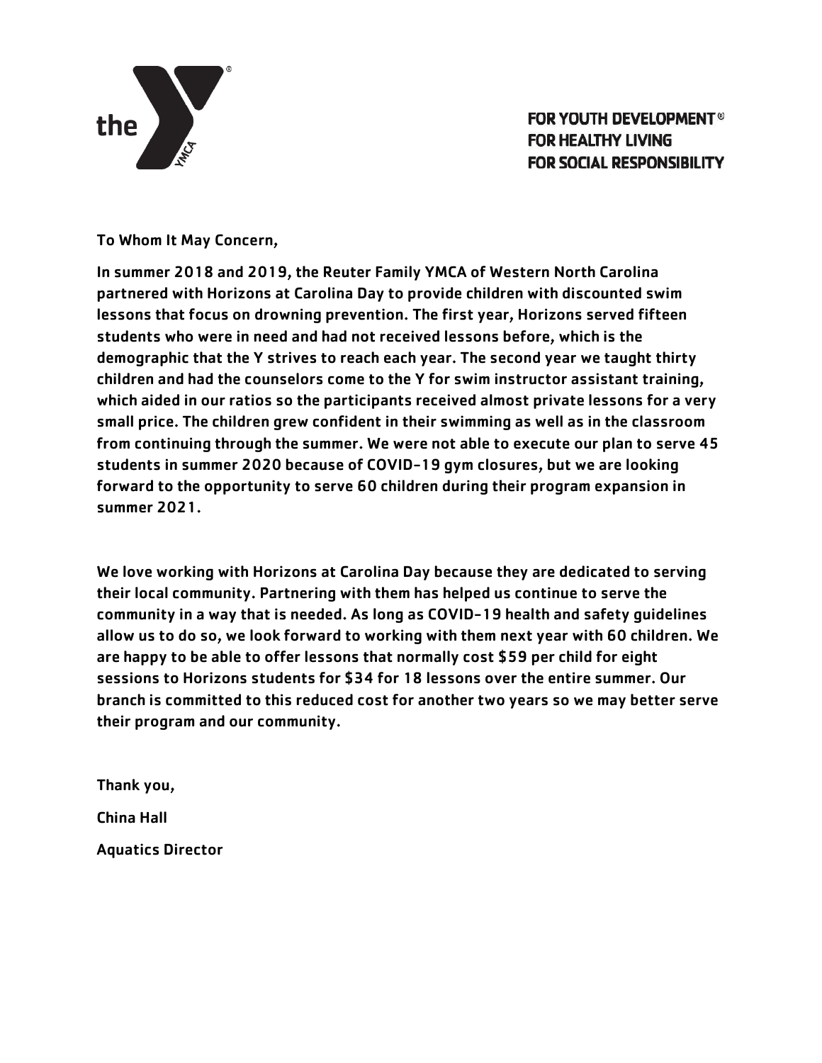the YMCA

FOR YOUTH DEVELOPMENT®
FOR HEALTHY LIVING
FOR SOCIAL RESPONSIBILITY

To Whom It May Concern,

In summer 2018 and 2019, the Reuter Family YMCA of Western North Carolina partnered with Horizons at Carolina Day to provide children with discounted swim lessons that focus on drowning prevention. The first year, Horizons served fifteen students who were in need and had not received lessons before, which is the demographic that the Y strives to reach each year. The second year we taught thirty children and had the counselors come to the Y for swim instructor assistant training, which aided in our ratios so the participants received almost private lessons for a very small price. The children grew confident in their swimming as well as in the classroom from continuing through the summer. We were not able to execute our plan to serve 45 students in summer 2020 because of COVID-19 gym closures, but we are looking forward to the opportunity to serve 60 children during their program expansion in summer 2021.

We love working with Horizons at Carolina Day because they are dedicated to serving their local community. Partnering with them has helped us continue to serve the community in a way that is needed. As long as COVID-19 health and safety guidelines allow us to do so, we look forward to working with them next year with 60 children. We are happy to be able to offer lessons that normally cost $59 per child for eight sessions to Horizons students for $34 for 18 lessons over the entire summer. Our branch is committed to this reduced cost for another two years so we may better serve their program and our community.

Thank you,

China Hall

Aquatics Director